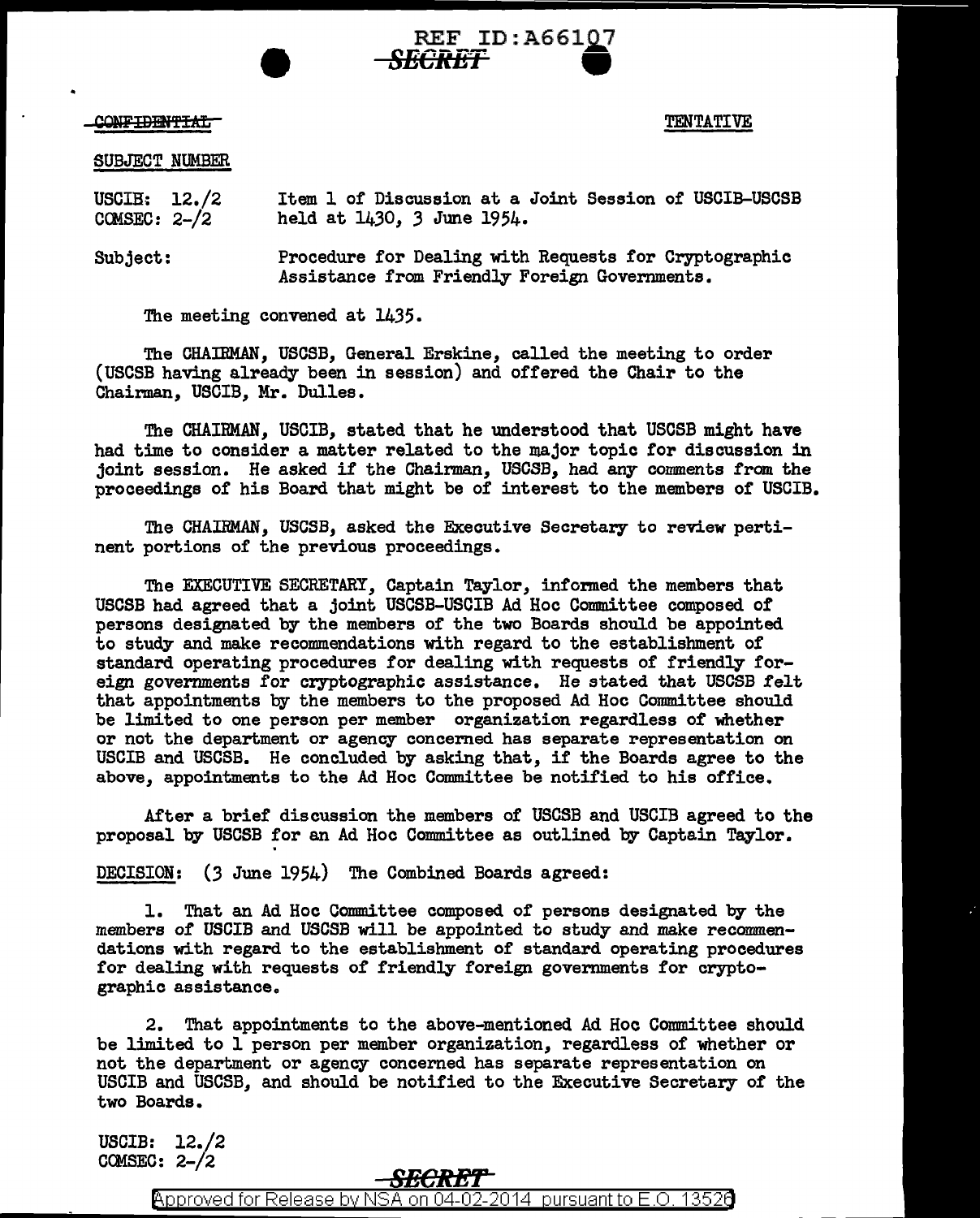REF ID:A66107
~~SECRET~~

~~CONFIDENTIAL~~

TENTATIVE

SUBJECT NUMBER

USCIB: 12./2
COMSEC: 2-/2

Item 1 of Discussion at a Joint Session of USCIB-USCSB held at 1430, 3 June 1954.

Subject: Procedure for Dealing with Requests for Cryptographic Assistance from Friendly Foreign Governments.

The meeting convened at 1435.

The CHAIRMAN, USCSB, General Erskine, called the meeting to order (USCSB having already been in session) and offered the Chair to the Chairman, USCIB, Mr. Dulles.

The CHAIRMAN, USCIB, stated that he understood that USCSB might have had time to consider a matter related to the major topic for discussion in joint session. He asked if the Chairman, USCSB, had any comments from the proceedings of his Board that might be of interest to the members of USCIB.

The CHAIRMAN, USCSB, asked the Executive Secretary to review pertinent portions of the previous proceedings.

The EXECUTIVE SECRETARY, Captain Taylor, informed the members that USCSB had agreed that a joint USCSB-USCIB Ad Hoc Committee composed of persons designated by the members of the two Boards should be appointed to study and make recommendations with regard to the establishment of standard operating procedures for dealing with requests of friendly foreign governments for cryptographic assistance. He stated that USCSB felt that appointments by the members to the proposed Ad Hoc Committee should be limited to one person per member organization regardless of whether or not the department or agency concerned has separate representation on USCIB and USCSB. He concluded by asking that, if the Boards agree to the above, appointments to the Ad Hoc Committee be notified to his office.

After a brief discussion the members of USCSB and USCIB agreed to the proposal by USCSB for an Ad Hoc Committee as outlined by Captain Taylor.

DECISION: (3 June 1954) The Combined Boards agreed:

1. That an Ad Hoc Committee composed of persons designated by the members of USCIB and USCSB will be appointed to study and make recommendations with regard to the establishment of standard operating procedures for dealing with requests of friendly foreign governments for cryptographic assistance.

2. That appointments to the above-mentioned Ad Hoc Committee should be limited to 1 person per member organization, regardless of whether or not the department or agency concerned has separate representation on USCIB and USCSB, and should be notified to the Executive Secretary of the two Boards.

USCIB: 12./2
COMSEC: 2-/2

~~SECRET~~

Approved for Release by NSA on 04-02-2014 pursuant to E.O. 13526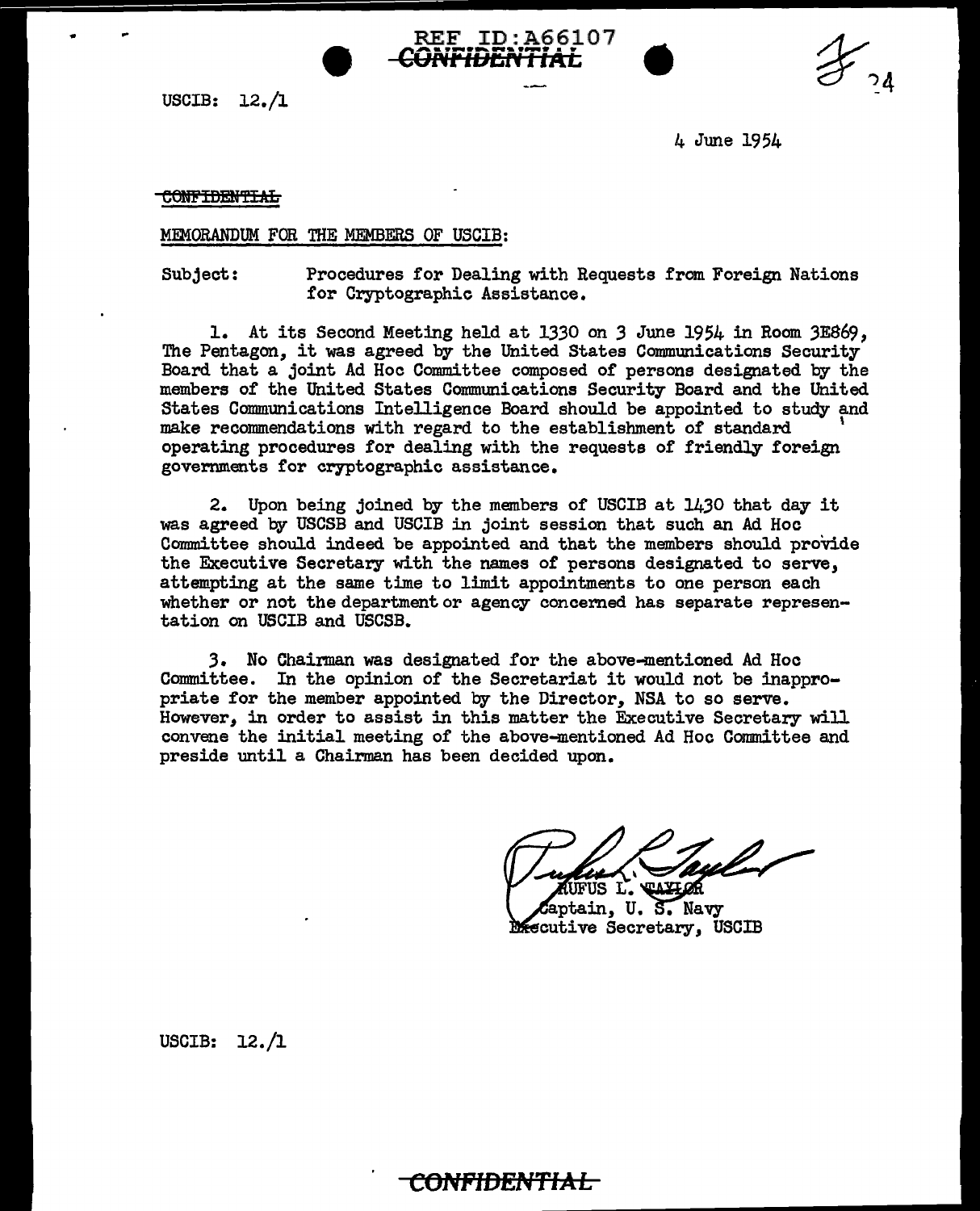REF ID:A66107
~~CONFIDENTIAL~~

USCIB: 12./1

4 June 1954

~~CONFIDENTIAL~~

MEMORANDUM FOR THE MEMBERS OF USCIB:

Subject: Procedures for Dealing with Requests from Foreign Nations for Cryptographic Assistance.

1. At its Second Meeting held at 1330 on 3 June 1954 in Room 3E869, The Pentagon, it was agreed by the United States Communications Security Board that a joint Ad Hoc Committee composed of persons designated by the members of the United States Communications Security Board and the United States Communications Intelligence Board should be appointed to study and make recommendations with regard to the establishment of standard operating procedures for dealing with the requests of friendly foreign governments for cryptographic assistance.

2. Upon being joined by the members of USCIB at 1430 that day it was agreed by USCSB and USCIB in joint session that such an Ad Hoc Committee should indeed be appointed and that the members should provide the Executive Secretary with the names of persons designated to serve, attempting at the same time to limit appointments to one person each whether or not the department or agency concerned has separate representation on USCIB and USCSB.

3. No Chairman was designated for the above-mentioned Ad Hoc Committee. In the opinion of the Secretariat it would not be inappropriate for the member appointed by the Director, NSA to so serve. However, in order to assist in this matter the Executive Secretary will convene the initial meeting of the above-mentioned Ad Hoc Committee and preside until a Chairman has been decided upon.

RUFUS L. TAYLOR
Captain, U. S. Navy
Executive Secretary, USCIB

USCIB: 12./1

~~CONFIDENTIAL~~